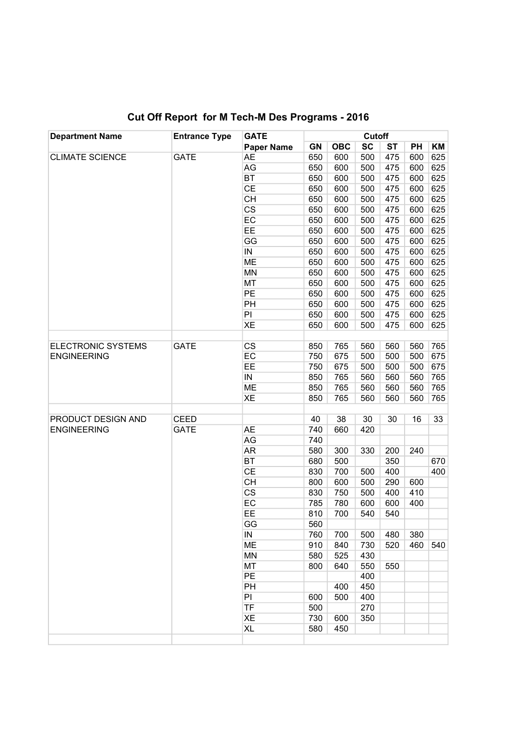## Cut Off Report for M Tech-M Des Programs - 2016

| Department Name | Entrance Type | GATE | Cutoff | | | | | |
|---|---|---|---|---|---|---|---|---|
| | | Paper Name | GN | OBC | SC | ST | PH | KM |
| CLIMATE SCIENCE | GATE | AE | 650 | 600 | 500 | 475 | 600 | 625 |
| | | AG | 650 | 600 | 500 | 475 | 600 | 625 |
| | | BT | 650 | 600 | 500 | 475 | 600 | 625 |
| | | CE | 650 | 600 | 500 | 475 | 600 | 625 |
| | | CH | 650 | 600 | 500 | 475 | 600 | 625 |
| | | CS | 650 | 600 | 500 | 475 | 600 | 625 |
| | | EC | 650 | 600 | 500 | 475 | 600 | 625 |
| | | EE | 650 | 600 | 500 | 475 | 600 | 625 |
| | | GG | 650 | 600 | 500 | 475 | 600 | 625 |
| | | IN | 650 | 600 | 500 | 475 | 600 | 625 |
| | | ME | 650 | 600 | 500 | 475 | 600 | 625 |
| | | MN | 650 | 600 | 500 | 475 | 600 | 625 |
| | | MT | 650 | 600 | 500 | 475 | 600 | 625 |
| | | PE | 650 | 600 | 500 | 475 | 600 | 625 |
| | | PH | 650 | 600 | 500 | 475 | 600 | 625 |
| | | PI | 650 | 600 | 500 | 475 | 600 | 625 |
| | | XE | 650 | 600 | 500 | 475 | 600 | 625 |
| | | | | | | | | |
| ELECTRONIC SYSTEMS ENGINEERING | GATE | CS | 850 | 765 | 560 | 560 | 560 | 765 |
| | | EC | 750 | 675 | 500 | 500 | 500 | 675 |
| | | EE | 750 | 675 | 500 | 500 | 500 | 675 |
| | | IN | 850 | 765 | 560 | 560 | 560 | 765 |
| | | ME | 850 | 765 | 560 | 560 | 560 | 765 |
| | | XE | 850 | 765 | 560 | 560 | 560 | 765 |
| | | | | | | | | |
| PRODUCT DESIGN AND ENGINEERING | CEED | | 40 | 38 | 30 | 30 | 16 | 33 |
| | GATE | AE | 740 | 660 | 420 | | | |
| | | AG | 740 | | | | | |
| | | AR | 580 | 300 | 330 | 200 | 240 | |
| | | BT | 680 | 500 | | 350 | | 670 |
| | | CE | 830 | 700 | 500 | 400 | | 400 |
| | | CH | 800 | 600 | 500 | 290 | 600 | |
| | | CS | 830 | 750 | 500 | 400 | 410 | |
| | | EC | 785 | 780 | 600 | 600 | 400 | |
| | | EE | 810 | 700 | 540 | 540 | | |
| | | GG | 560 | | | | | |
| | | IN | 760 | 700 | 500 | 480 | 380 | |
| | | ME | 910 | 840 | 730 | 520 | 460 | 540 |
| | | MN | 580 | 525 | 430 | | | |
| | | MT | 800 | 640 | 550 | 550 | | |
| | | PE | | | 400 | | | |
| | | PH | | 400 | 450 | | | |
| | | PI | 600 | 500 | 400 | | | |
| | | TF | 500 | | 270 | | | |
| | | XE | 730 | 600 | 350 | | | |
| | | XL | 580 | 450 | | | | |
| | | | | | | | | |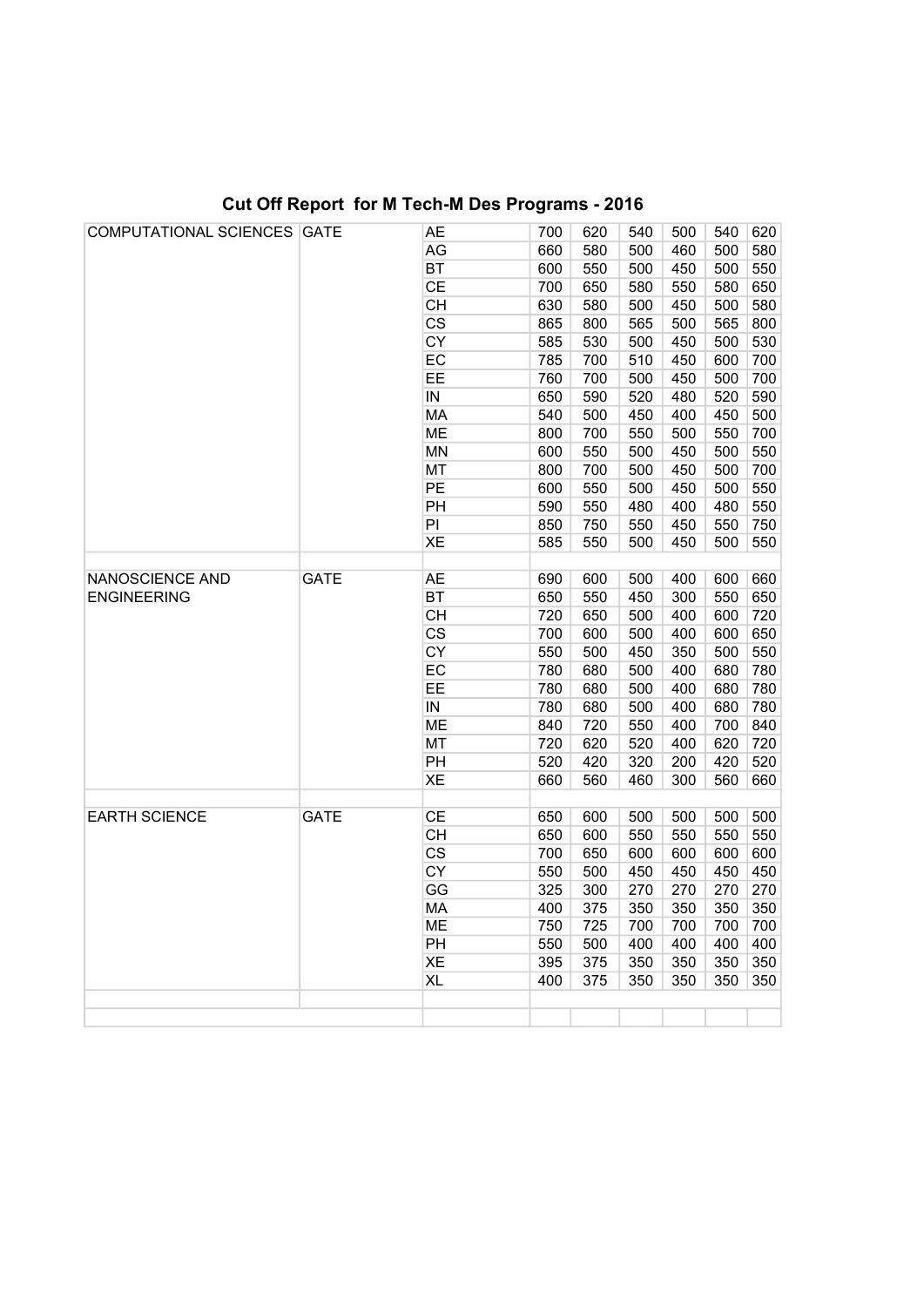## Cut Off Report for M Tech-M Des Programs - 2016

| | | | | | | | | |
|---|---|---|---|---|---|---|---|---|
| COMPUTATIONAL SCIENCES | GATE | AE | 700 | 620 | 540 | 500 | 540 | 620 |
| | | AG | 660 | 580 | 500 | 460 | 500 | 580 |
| | | BT | 600 | 550 | 500 | 450 | 500 | 550 |
| | | CE | 700 | 650 | 580 | 550 | 580 | 650 |
| | | CH | 630 | 580 | 500 | 450 | 500 | 580 |
| | | CS | 865 | 800 | 565 | 500 | 565 | 800 |
| | | CY | 585 | 530 | 500 | 450 | 500 | 530 |
| | | EC | 785 | 700 | 510 | 450 | 600 | 700 |
| | | EE | 760 | 700 | 500 | 450 | 500 | 700 |
| | | IN | 650 | 590 | 520 | 480 | 520 | 590 |
| | | MA | 540 | 500 | 450 | 400 | 450 | 500 |
| | | ME | 800 | 700 | 550 | 500 | 550 | 700 |
| | | MN | 600 | 550 | 500 | 450 | 500 | 550 |
| | | MT | 800 | 700 | 500 | 450 | 500 | 700 |
| | | PE | 600 | 550 | 500 | 450 | 500 | 550 |
| | | PH | 590 | 550 | 480 | 400 | 480 | 550 |
| | | PI | 850 | 750 | 550 | 450 | 550 | 750 |
| | | XE | 585 | 550 | 500 | 450 | 500 | 550 |
| | | | | | | | | |
| NANOSCIENCE AND ENGINEERING | GATE | AE | 690 | 600 | 500 | 400 | 600 | 660 |
| | | BT | 650 | 550 | 450 | 300 | 550 | 650 |
| | | CH | 720 | 650 | 500 | 400 | 600 | 720 |
| | | CS | 700 | 600 | 500 | 400 | 600 | 650 |
| | | CY | 550 | 500 | 450 | 350 | 500 | 550 |
| | | EC | 780 | 680 | 500 | 400 | 680 | 780 |
| | | EE | 780 | 680 | 500 | 400 | 680 | 780 |
| | | IN | 780 | 680 | 500 | 400 | 680 | 780 |
| | | ME | 840 | 720 | 550 | 400 | 700 | 840 |
| | | MT | 720 | 620 | 520 | 400 | 620 | 720 |
| | | PH | 520 | 420 | 320 | 200 | 420 | 520 |
| | | XE | 660 | 560 | 460 | 300 | 560 | 660 |
| | | | | | | | | |
| EARTH SCIENCE | GATE | CE | 650 | 600 | 500 | 500 | 500 | 500 |
| | | CH | 650 | 600 | 550 | 550 | 550 | 550 |
| | | CS | 700 | 650 | 600 | 600 | 600 | 600 |
| | | CY | 550 | 500 | 450 | 450 | 450 | 450 |
| | | GG | 325 | 300 | 270 | 270 | 270 | 270 |
| | | MA | 400 | 375 | 350 | 350 | 350 | 350 |
| | | ME | 750 | 725 | 700 | 700 | 700 | 700 |
| | | PH | 550 | 500 | 400 | 400 | 400 | 400 |
| | | XE | 395 | 375 | 350 | 350 | 350 | 350 |
| | | XL | 400 | 375 | 350 | 350 | 350 | 350 |